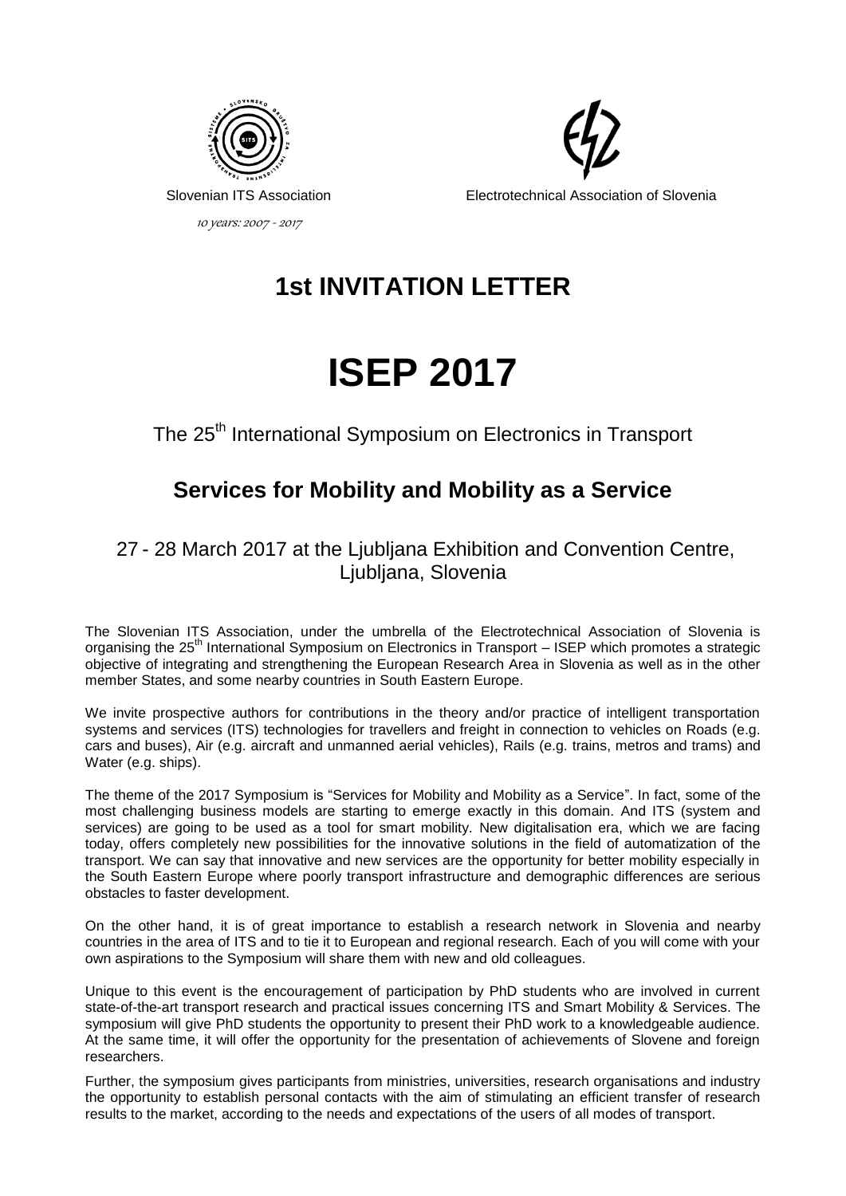Slovenian ITS Association

*10 years: 2007 - 2017*

Electrotechnical Association of Slovenia

# 1st INVITATION LETTER

# ISEP 2017

The 25th International Symposium on Electronics in Transport

## Services for Mobility and Mobility as a Service

27 - 28 March 2017 at the Ljubljana Exhibition and Convention Centre, Ljubljana, Slovenia

The Slovenian ITS Association, under the umbrella of the Electrotechnical Association of Slovenia is organising the 25th International Symposium on Electronics in Transport – ISEP which promotes a strategic objective of integrating and strengthening the European Research Area in Slovenia as well as in the other member States, and some nearby countries in South Eastern Europe.

We invite prospective authors for contributions in the theory and/or practice of intelligent transportation systems and services (ITS) technologies for travellers and freight in connection to vehicles on Roads (e.g. cars and buses), Air (e.g. aircraft and unmanned aerial vehicles), Rails (e.g. trains, metros and trams) and Water (e.g. ships).

The theme of the 2017 Symposium is "Services for Mobility and Mobility as a Service". In fact, some of the most challenging business models are starting to emerge exactly in this domain. And ITS (system and services) are going to be used as a tool for smart mobility. New digitalisation era, which we are facing today, offers completely new possibilities for the innovative solutions in the field of automatization of the transport. We can say that innovative and new services are the opportunity for better mobility especially in the South Eastern Europe where poorly transport infrastructure and demographic differences are serious obstacles to faster development.

On the other hand, it is of great importance to establish a research network in Slovenia and nearby countries in the area of ITS and to tie it to European and regional research. Each of you will come with your own aspirations to the Symposium will share them with new and old colleagues.

Unique to this event is the encouragement of participation by PhD students who are involved in current state-of-the-art transport research and practical issues concerning ITS and Smart Mobility & Services. The symposium will give PhD students the opportunity to present their PhD work to a knowledgeable audience. At the same time, it will offer the opportunity for the presentation of achievements of Slovene and foreign researchers.

Further, the symposium gives participants from ministries, universities, research organisations and industry the opportunity to establish personal contacts with the aim of stimulating an efficient transfer of research results to the market, according to the needs and expectations of the users of all modes of transport.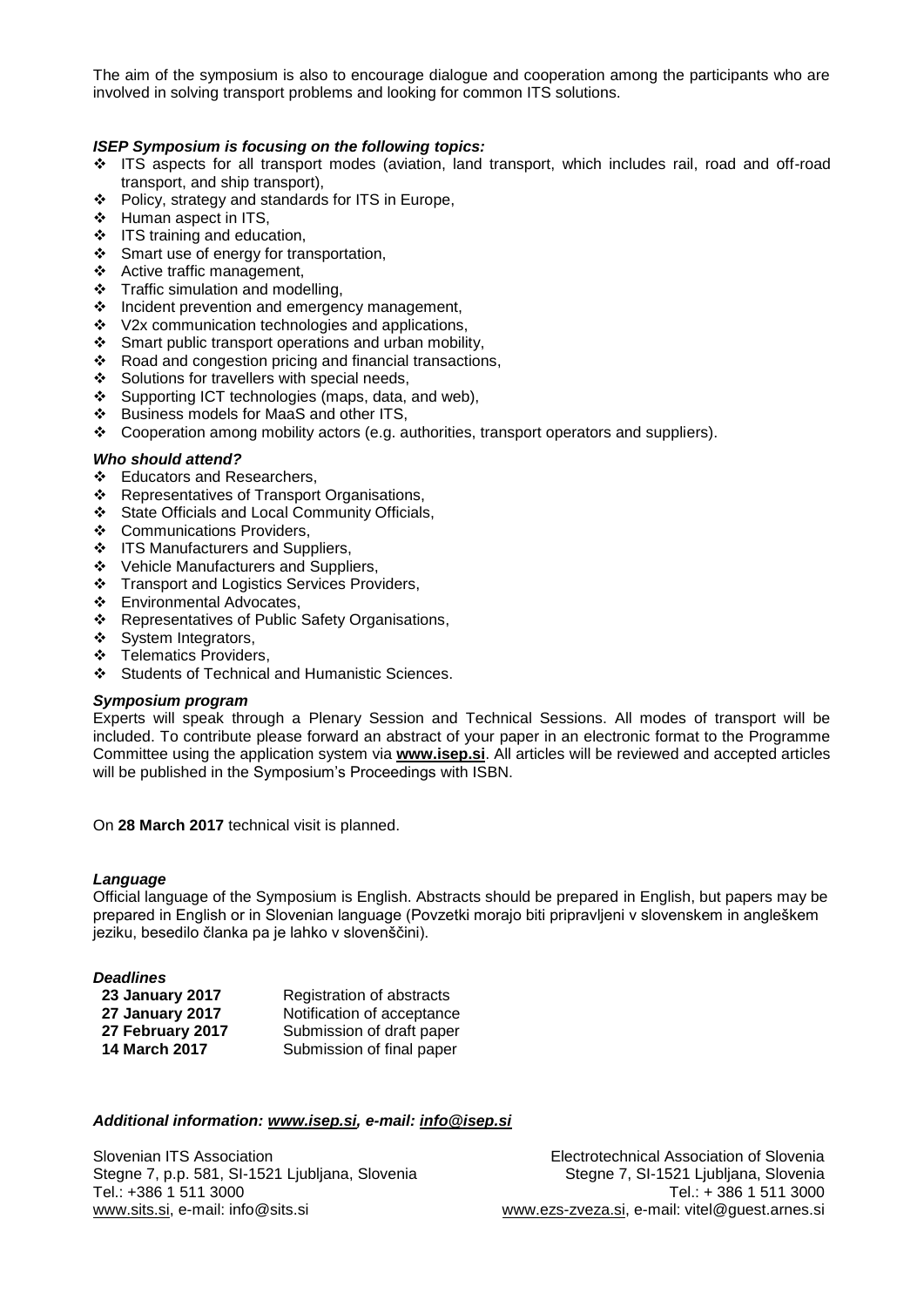The aim of the symposium is also to encourage dialogue and cooperation among the participants who are involved in solving transport problems and looking for common ITS solutions.

***ISEP Symposium is focusing on the following topics:***

- ITS aspects for all transport modes (aviation, land transport, which includes rail, road and off-road transport, and ship transport),
- Policy, strategy and standards for ITS in Europe,
- Human aspect in ITS,
- ITS training and education,
- Smart use of energy for transportation,
- Active traffic management,
- Traffic simulation and modelling,
- Incident prevention and emergency management,
- V2x communication technologies and applications,
- Smart public transport operations and urban mobility,
- Road and congestion pricing and financial transactions,
- Solutions for travellers with special needs,
- Supporting ICT technologies (maps, data, and web),
- Business models for MaaS and other ITS,
- Cooperation among mobility actors (e.g. authorities, transport operators and suppliers).

***Who should attend?***

- Educators and Researchers,
- Representatives of Transport Organisations,
- State Officials and Local Community Officials,
- Communications Providers,
- ITS Manufacturers and Suppliers,
- Vehicle Manufacturers and Suppliers,
- Transport and Logistics Services Providers,
- Environmental Advocates,
- Representatives of Public Safety Organisations,
- System Integrators,
- Telematics Providers,
- Students of Technical and Humanistic Sciences.

***Symposium program***

Experts will speak through a Plenary Session and Technical Sessions. All modes of transport will be included. To contribute please forward an abstract of your paper in an electronic format to the Programme Committee using the application system via **www.isep.si**. All articles will be reviewed and accepted articles will be published in the Symposium's Proceedings with ISBN.

On **28 March 2017** technical visit is planned.

***Language***

Official language of the Symposium is English. Abstracts should be prepared in English, but papers may be prepared in English or in Slovenian language (Povzetki morajo biti pripravljeni v slovenskem in angleškem jeziku, besedilo članka pa je lahko v slovenščini).

***Deadlines***

| | |
|---|---|
| **23 January 2017** | Registration of abstracts |
| **27 January 2017** | Notification of acceptance |
| **27 February 2017** | Submission of draft paper |
| **14 March 2017** | Submission of final paper |

***Additional information: www.isep.si, e-mail: info@isep.si***

Slovenian ITS Association
Stegne 7, p.p. 581, SI-1521 Ljubljana, Slovenia
Tel.: +386 1 511 3000
www.sits.si, e-mail: info@sits.si

Electrotechnical Association of Slovenia
Stegne 7, SI-1521 Ljubljana, Slovenia
Tel.: + 386 1 511 3000
www.ezs-zveza.si, e-mail: vitel@guest.arnes.si